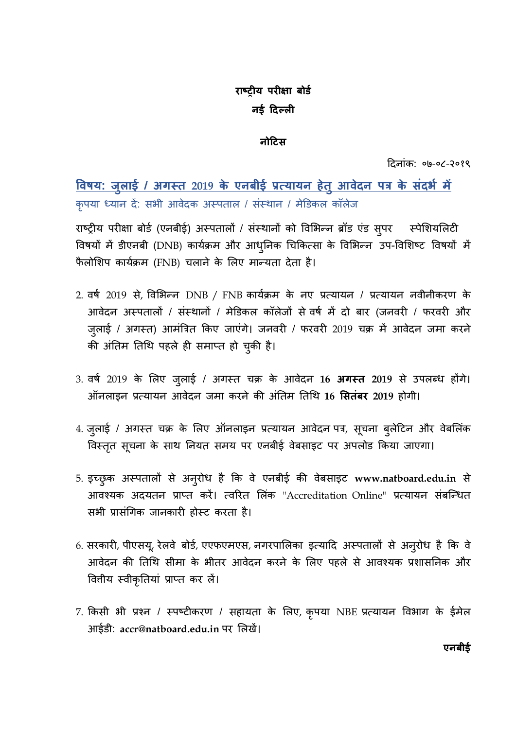**राष्ट्रीय परीक्षा बोर्ड**

**नई दिल्ली**

**नोटिस**

दिनांक: ०७-०८-२०१९

**विषय: जुलाई / अगस्त 2019 के एनबीई प्रत्यायन हेतु आवेदन पत्र के संदर्भ में**

कृपया ध्यान दें: सभी आवेदक अस्पताल / संस्थान / मेडिकल कॉलेज

राष्ट्रीय परीक्षा बोर्ड (एनबीई) अस्पतालों / संस्थानों को विभिन्न ब्रॉड एंड सुपर स्पेशियलिटी विषयों में डीएनबी (DNB) कार्यक्रम और आधुनिक चिकित्सा के विभिन्न उप-विशिष्ट विषयों में फैलोशिप कार्यक्रम (FNB) चलाने के लिए मान्यता देता है।

2. वर्ष 2019 से, विभिन्न DNB / FNB कार्यक्रम के नए प्रत्यायन / प्रत्यायन नवीनीकरण के आवेदन अस्पतालों / संस्थानों / मेडिकल कॉलेजों से वर्ष में दो बार (जनवरी / फरवरी और जुलाई / अगस्त) आमंत्रित किए जाएंगे। जनवरी / फरवरी 2019 चक्र में आवेदन जमा करने की अंतिम तिथि पहले ही समाप्त हो चुकी है।

3. वर्ष 2019 के लिए जुलाई / अगस्त चक्र के आवेदन **16 अगस्त 2019** से उपलब्ध होंगे। ऑनलाइन प्रत्यायन आवेदन जमा करने की अंतिम तिथि **16 सितंबर 2019** होगी।

4. जुलाई / अगस्त चक्र के लिए ऑनलाइन प्रत्यायन आवेदन पत्र, सूचना बुलेटिन और वेबलिंक विस्तृत सूचना के साथ नियत समय पर एनबीई वेबसाइट पर अपलोड किया जाएगा।

5. इच्छुक अस्पतालों से अनुरोध है कि वे एनबीई की वेबसाइट **www.natboard.edu.in** से आवश्यक अदयतन प्राप्त करें। त्वरित लिंक "Accreditation Online" प्रत्यायन संबन्धित सभी प्रासंगिक जानकारी होस्ट करता है।

6. सरकारी, पीएसयू, रेलवे बोर्ड, एएफएमएस, नगरपालिका इत्यादि अस्पतालों से अनुरोध है कि वे आवेदन की तिथि सीमा के भीतर आवेदन करने के लिए पहले से आवश्यक प्रशासनिक और वित्तीय स्वीकृतियां प्राप्त कर लें।

7. किसी भी प्रश्न / स्पष्टीकरण / सहायता के लिए, कृपया NBE प्रत्यायन विभाग के ईमेल आईडी: **accr@natboard.edu.in** पर लिखें।

**एनबीई**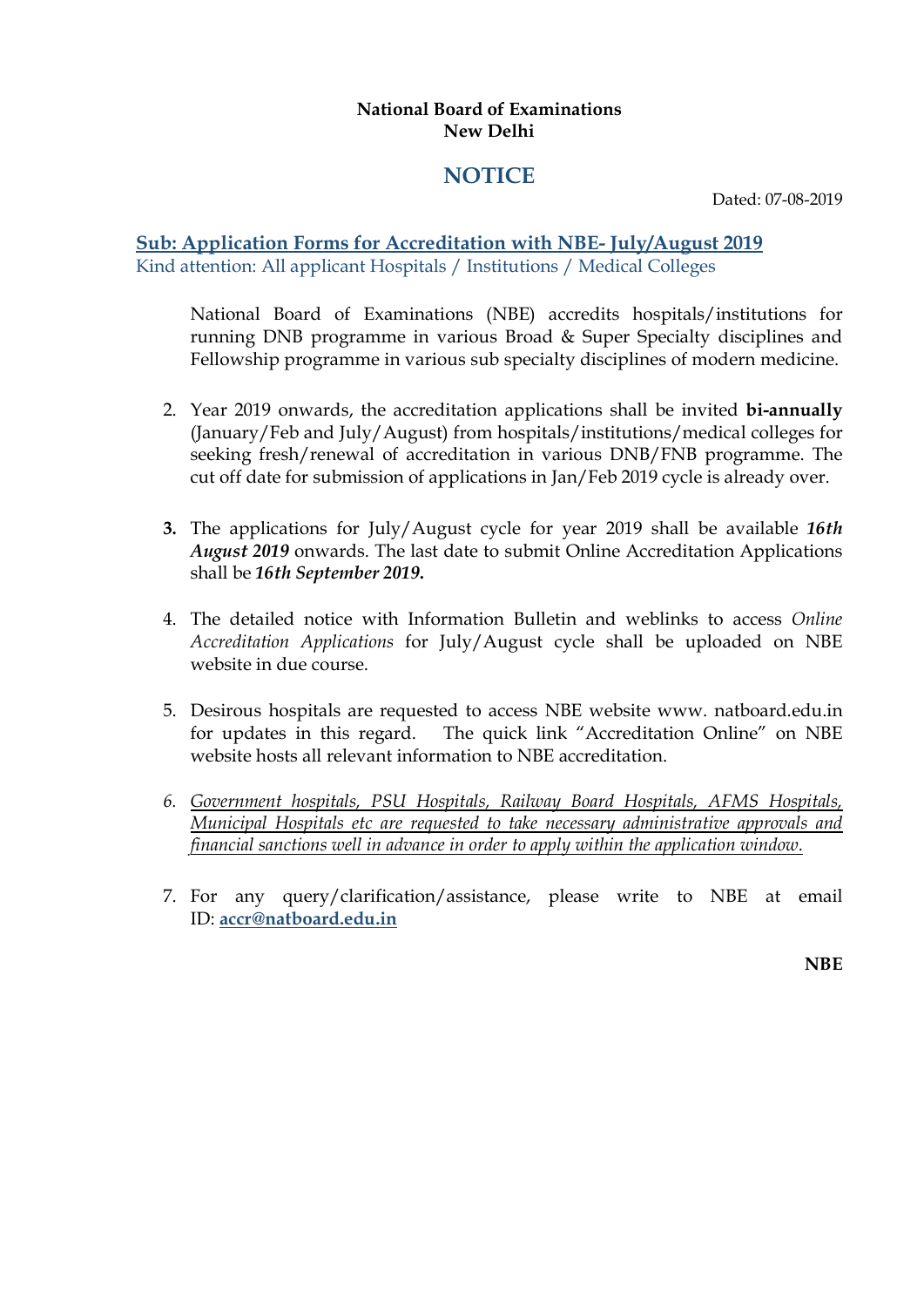**National Board of Examinations**
**New Delhi**

# NOTICE

Dated: 07-08-2019

**Sub: Application Forms for Accreditation with NBE- July/August 2019**
Kind attention: All applicant Hospitals / Institutions / Medical Colleges

National Board of Examinations (NBE) accredits hospitals/institutions for running DNB programme in various Broad & Super Specialty disciplines and Fellowship programme in various sub specialty disciplines of modern medicine.

2. Year 2019 onwards, the accreditation applications shall be invited **bi-annually** (January/Feb and July/August) from hospitals/institutions/medical colleges for seeking fresh/renewal of accreditation in various DNB/FNB programme. The cut off date for submission of applications in Jan/Feb 2019 cycle is already over.

3. The applications for July/August cycle for year 2019 shall be available ***16th August 2019*** onwards. The last date to submit Online Accreditation Applications shall be ***16th September 2019.***

4. The detailed notice with Information Bulletin and weblinks to access *Online Accreditation Applications* for July/August cycle shall be uploaded on NBE website in due course.

5. Desirous hospitals are requested to access NBE website www. natboard.edu.in for updates in this regard. The quick link "Accreditation Online" on NBE website hosts all relevant information to NBE accreditation.

6. *Government hospitals, PSU Hospitals, Railway Board Hospitals, AFMS Hospitals, Municipal Hospitals etc are requested to take necessary administrative approvals and financial sanctions well in advance in order to apply within the application window.*

7. For any query/clarification/assistance, please write to NBE at email ID: **accr@natboard.edu.in**

**NBE**